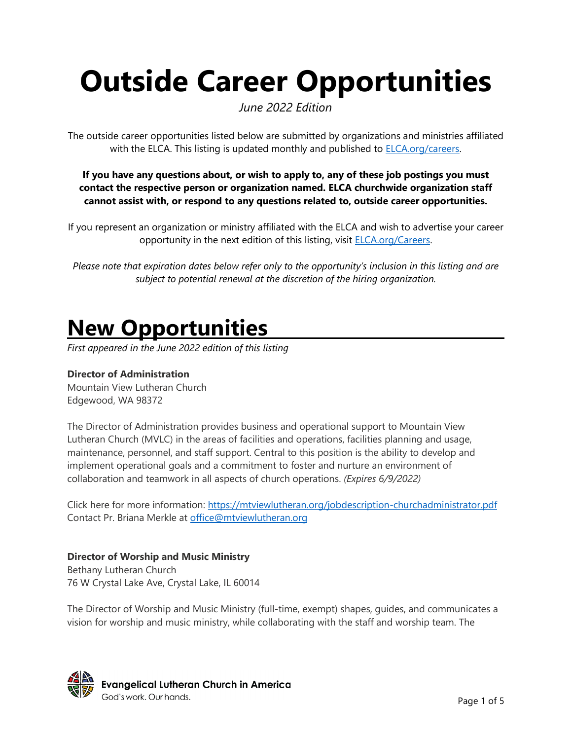# Outside Career Opportunities

*June 2022 Edition*

The outside career opportunities listed below are submitted by organizations and ministries affiliated with the ELCA. This listing is updated monthly and published to [ELCA.org/careers](ELCA.org/careers).

**If you have any questions about, or wish to apply to, any of these job postings you must contact the respective person or organization named. ELCA churchwide organization staff cannot assist with, or respond to any questions related to, outside career opportunities.**

If you represent an organization or ministry affiliated with the ELCA and wish to advertise your career opportunity in the next edition of this listing, visit [ELCA.org/Careers](ELCA.org/Careers).

*Please note that expiration dates below refer only to the opportunity's inclusion in this listing and are subject to potential renewal at the discretion of the hiring organization.*

## New Opportunities

*First appeared in the June 2022 edition of this listing*

**Director of Administration**
Mountain View Lutheran Church
Edgewood, WA 98372

The Director of Administration provides business and operational support to Mountain View Lutheran Church (MVLC) in the areas of facilities and operations, facilities planning and usage, maintenance, personnel, and staff support. Central to this position is the ability to develop and implement operational goals and a commitment to foster and nurture an environment of collaboration and teamwork in all aspects of church operations. *(Expires 6/9/2022)*

Click here for more information: https://mtviewlutheran.org/jobdescription-churchadministrator.pdf
Contact Pr. Briana Merkle at office@mtviewlutheran.org

**Director of Worship and Music Ministry**
Bethany Lutheran Church
76 W Crystal Lake Ave, Crystal Lake, IL 60014

The Director of Worship and Music Ministry (full-time, exempt) shapes, guides, and communicates a vision for worship and music ministry, while collaborating with the staff and worship team. The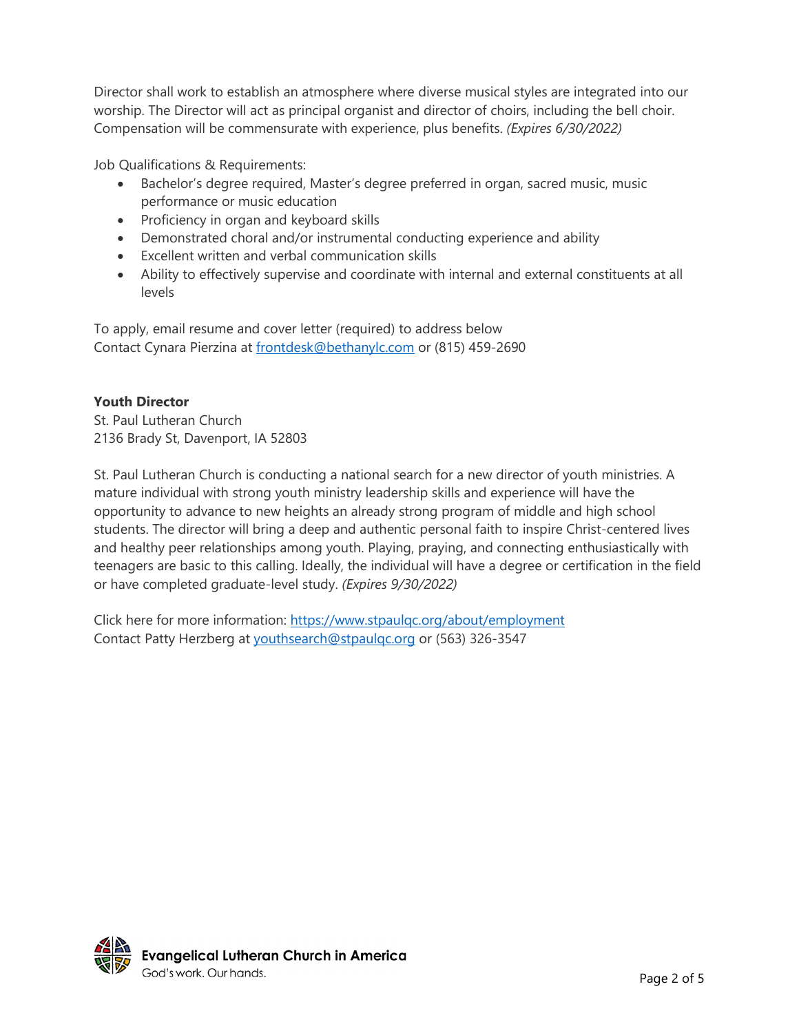Director shall work to establish an atmosphere where diverse musical styles are integrated into our worship. The Director will act as principal organist and director of choirs, including the bell choir. Compensation will be commensurate with experience, plus benefits. *(Expires 6/30/2022)*

Job Qualifications & Requirements:

- Bachelor's degree required, Master's degree preferred in organ, sacred music, music performance or music education
- Proficiency in organ and keyboard skills
- Demonstrated choral and/or instrumental conducting experience and ability
- Excellent written and verbal communication skills
- Ability to effectively supervise and coordinate with internal and external constituents at all levels

To apply, email resume and cover letter (required) to address below
Contact Cynara Pierzina at frontdesk@bethanylc.com or (815) 459-2690

**Youth Director**
St. Paul Lutheran Church
2136 Brady St, Davenport, IA 52803

St. Paul Lutheran Church is conducting a national search for a new director of youth ministries. A mature individual with strong youth ministry leadership skills and experience will have the opportunity to advance to new heights an already strong program of middle and high school students. The director will bring a deep and authentic personal faith to inspire Christ-centered lives and healthy peer relationships among youth. Playing, praying, and connecting enthusiastically with teenagers are basic to this calling. Ideally, the individual will have a degree or certification in the field or have completed graduate-level study. *(Expires 9/30/2022)*

Click here for more information: https://www.stpaulqc.org/about/employment
Contact Patty Herzberg at youthsearch@stpaulqc.org or (563) 326-3547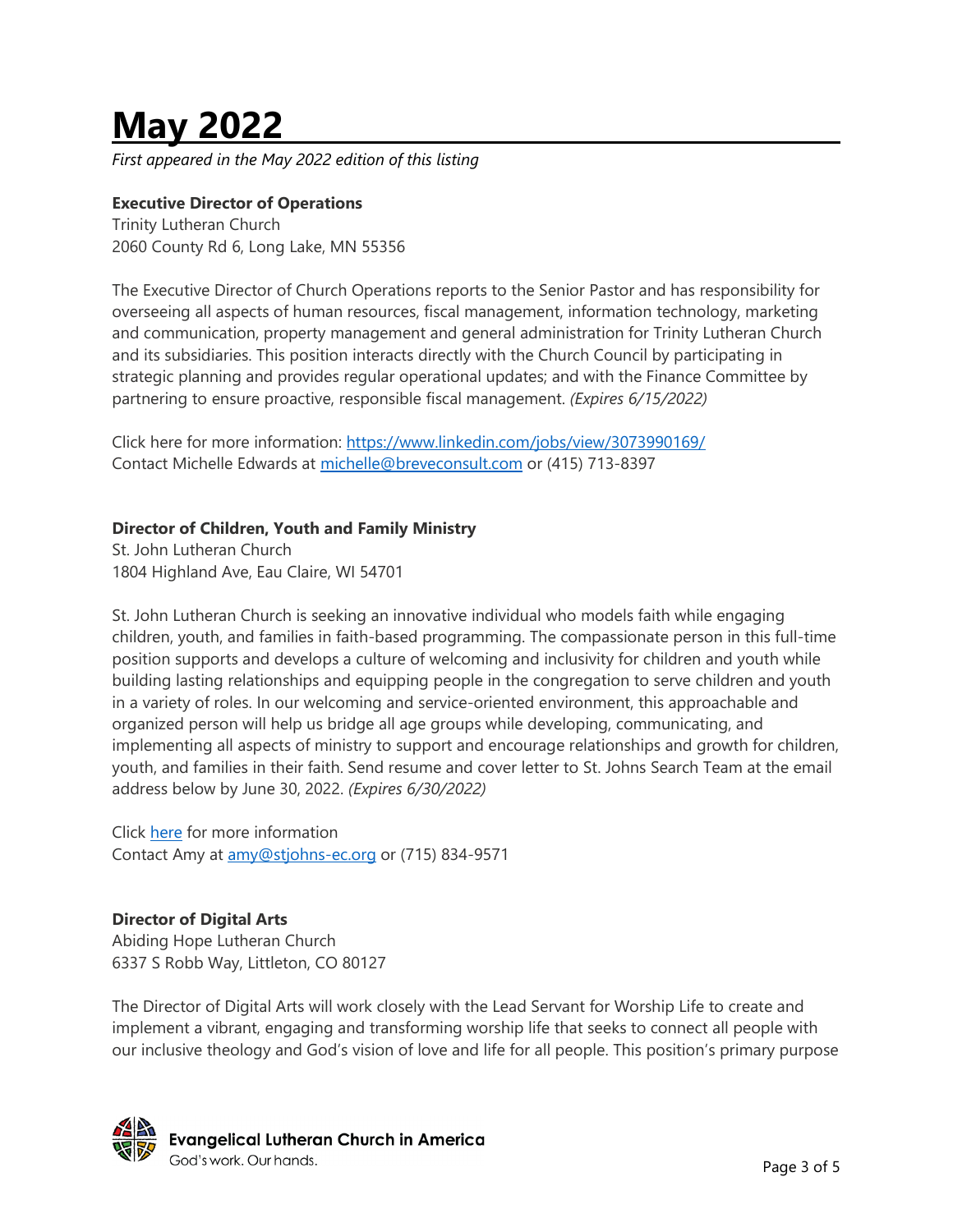# May 2022

*First appeared in the May 2022 edition of this listing*

**Executive Director of Operations**
Trinity Lutheran Church
2060 County Rd 6, Long Lake, MN 55356

The Executive Director of Church Operations reports to the Senior Pastor and has responsibility for overseeing all aspects of human resources, fiscal management, information technology, marketing and communication, property management and general administration for Trinity Lutheran Church and its subsidiaries. This position interacts directly with the Church Council by participating in strategic planning and provides regular operational updates; and with the Finance Committee by partnering to ensure proactive, responsible fiscal management. *(Expires 6/15/2022)*

Click here for more information: https://www.linkedin.com/jobs/view/3073990169/
Contact Michelle Edwards at michelle@breveconsult.com or (415) 713-8397

**Director of Children, Youth and Family Ministry**
St. John Lutheran Church
1804 Highland Ave, Eau Claire, WI 54701

St. John Lutheran Church is seeking an innovative individual who models faith while engaging children, youth, and families in faith-based programming. The compassionate person in this full-time position supports and develops a culture of welcoming and inclusivity for children and youth while building lasting relationships and equipping people in the congregation to serve children and youth in a variety of roles. In our welcoming and service-oriented environment, this approachable and organized person will help us bridge all age groups while developing, communicating, and implementing all aspects of ministry to support and encourage relationships and growth for children, youth, and families in their faith. Send resume and cover letter to St. Johns Search Team at the email address below by June 30, 2022. *(Expires 6/30/2022)*

Click here for more information
Contact Amy at amy@stjohns-ec.org or (715) 834-9571

**Director of Digital Arts**
Abiding Hope Lutheran Church
6337 S Robb Way, Littleton, CO 80127

The Director of Digital Arts will work closely with the Lead Servant for Worship Life to create and implement a vibrant, engaging and transforming worship life that seeks to connect all people with our inclusive theology and God's vision of love and life for all people. This position's primary purpose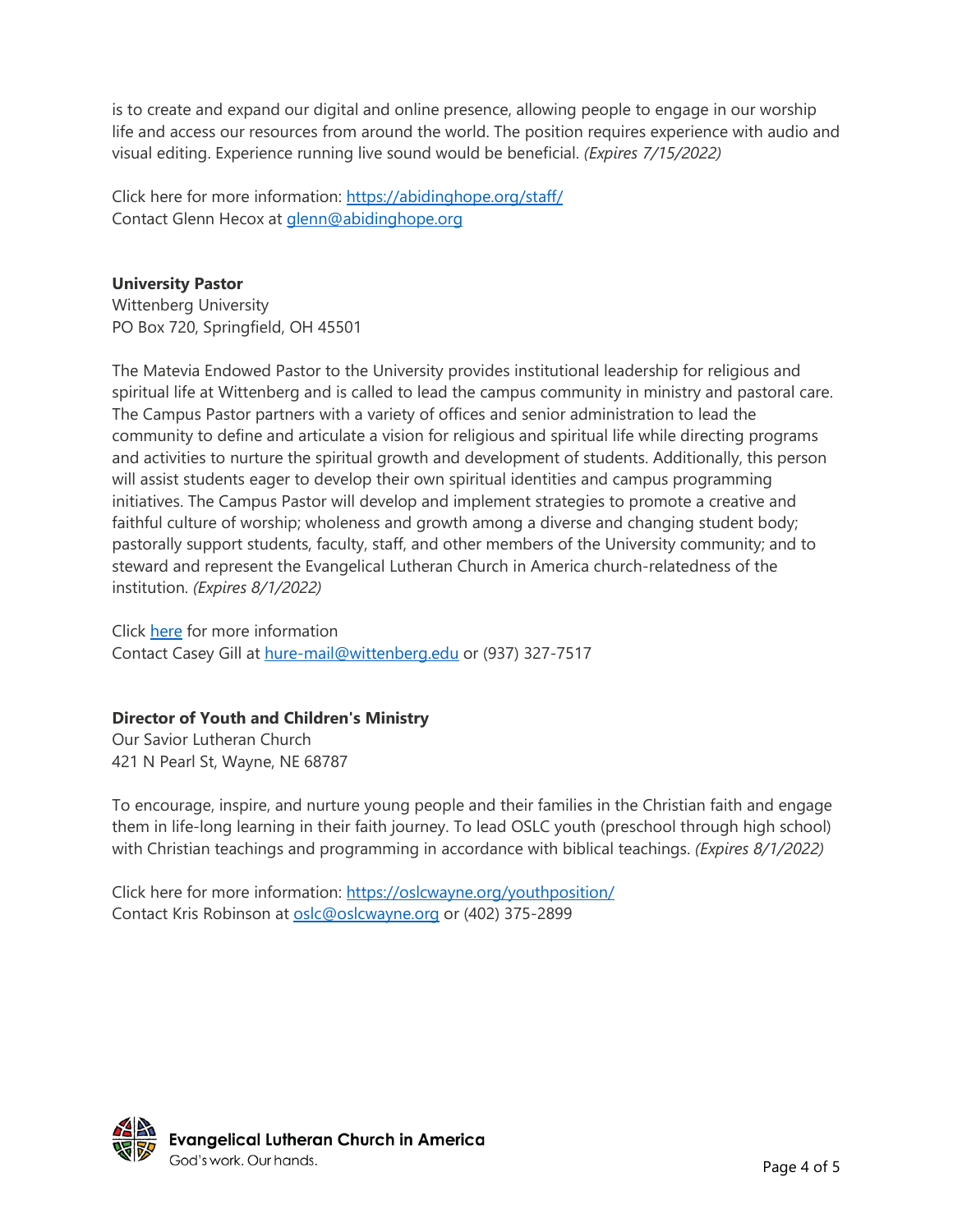is to create and expand our digital and online presence, allowing people to engage in our worship life and access our resources from around the world. The position requires experience with audio and visual editing. Experience running live sound would be beneficial. *(Expires 7/15/2022)*

Click here for more information: [https://abidinghope.org/staff/](https://abidinghope.org/staff/)
Contact Glenn Hecox at [glenn@abidinghope.org](mailto:glenn@abidinghope.org)

**University Pastor**
Wittenberg University
PO Box 720, Springfield, OH 45501

The Matevia Endowed Pastor to the University provides institutional leadership for religious and spiritual life at Wittenberg and is called to lead the campus community in ministry and pastoral care. The Campus Pastor partners with a variety of offices and senior administration to lead the community to define and articulate a vision for religious and spiritual life while directing programs and activities to nurture the spiritual growth and development of students. Additionally, this person will assist students eager to develop their own spiritual identities and campus programming initiatives. The Campus Pastor will develop and implement strategies to promote a creative and faithful culture of worship; wholeness and growth among a diverse and changing student body; pastorally support students, faculty, staff, and other members of the University community; and to steward and represent the Evangelical Lutheran Church in America church-relatedness of the institution. *(Expires 8/1/2022)*

Click here for more information
Contact Casey Gill at [hure-mail@wittenberg.edu](mailto:hure-mail@wittenberg.edu) or (937) 327-7517

**Director of Youth and Children's Ministry**
Our Savior Lutheran Church
421 N Pearl St, Wayne, NE 68787

To encourage, inspire, and nurture young people and their families in the Christian faith and engage them in life-long learning in their faith journey. To lead OSLC youth (preschool through high school) with Christian teachings and programming in accordance with biblical teachings. *(Expires 8/1/2022)*

Click here for more information: [https://oslcwayne.org/youthposition/](https://oslcwayne.org/youthposition/)
Contact Kris Robinson at [oslc@oslcwayne.org](mailto:oslc@oslcwayne.org) or (402) 375-2899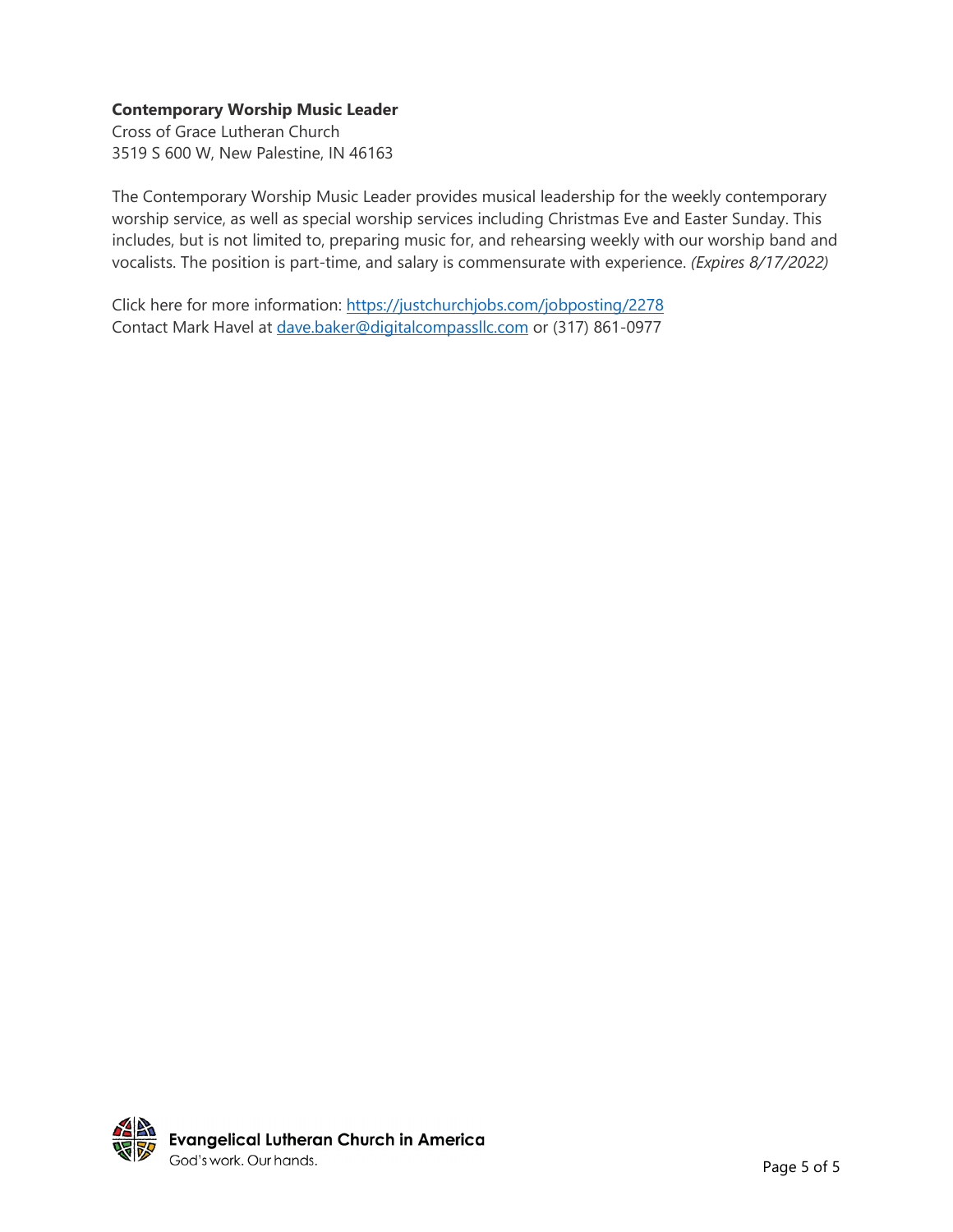**Contemporary Worship Music Leader**
Cross of Grace Lutheran Church
3519 S 600 W, New Palestine, IN 46163

The Contemporary Worship Music Leader provides musical leadership for the weekly contemporary worship service, as well as special worship services including Christmas Eve and Easter Sunday. This includes, but is not limited to, preparing music for, and rehearsing weekly with our worship band and vocalists. The position is part-time, and salary is commensurate with experience. *(Expires 8/17/2022)*

Click here for more information: https://justchurchjobs.com/jobposting/2278
Contact Mark Havel at dave.baker@digitalcompassllc.com or (317) 861-0977